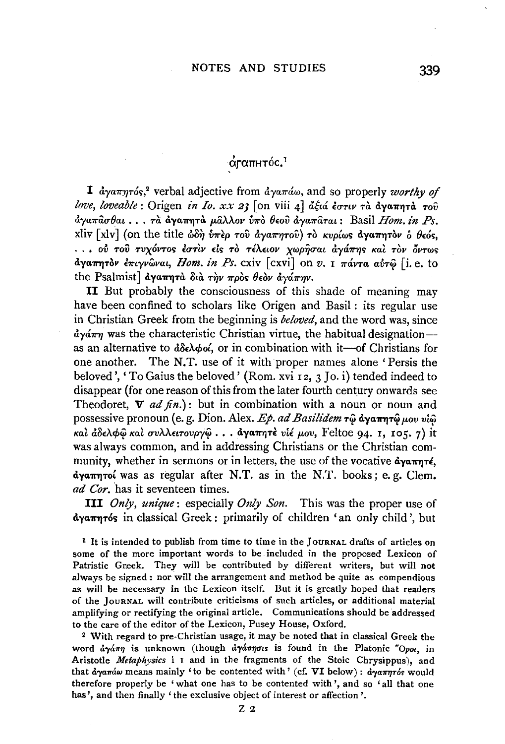## ἀγαπητός.[1]

**I** ἀγαπητός,[2] verbal adjective from ἀγαπάω, and so properly *worthy of love, loveable*: Origen *in Io. xx 23* [on viii 4] ἄξιά ἐστιν τὰ ἀγαπητὰ τοῦ ἀγαπᾶσθαι . . . τὰ ἀγαπητὰ μᾶλλον ὑπὸ θεοῦ ἀγαπᾶται: Basil *Hom. in Ps.* xliv [xlv] (on the title ᾠδὴ ὑπὲρ τοῦ ἀγαπητοῦ) τὸ κυρίως ἀγαπητὸν ὁ θεός, . . . οὐ τοῦ τυχόντος ἐστὶν εἰς τὸ τέλειον χωρῆσαι ἀγάπης καὶ τὸν ὄντως ἀγαπητὸν ἐπιγνῶναι, *Hom. in Ps.* cxiv [cxvi] on *v.* 1 πάντα αὐτῷ [i. e. to the Psalmist] ἀγαπητὰ διὰ τὴν πρὸς θεὸν ἀγάπην.

**II** But probably the consciousness of this shade of meaning may have been confined to scholars like Origen and Basil: its regular use in Christian Greek from the beginning is *beloved*, and the word was, since ἀγάπη was the characteristic Christian virtue, the habitual designation—as an alternative to ἀδελφοί, or in combination with it—of Christians for one another. The N.T. use of it with proper names alone 'Persis the beloved', 'To Gaius the beloved' (Rom. xvi 12, 3 Jo. i) tended indeed to disappear (for one reason of this from the later fourth century onwards see Theodoret, **V** *ad fin.*): but in combination with a noun or noun and possessive pronoun (e. g. Dion. Alex. *Ep. ad Basilidem* τῷ ἀγαπητῷ μου υἱῷ καὶ ἀδελφῷ καὶ συλλειτουργῷ . . . ἀγαπητὲ υἱέ μου, Feltoe 94. 1, 105. 7) it was always common, and in addressing Christians or the Christian community, whether in sermons or in letters, the use of the vocative ἀγαπητέ, ἀγαπητοί was as regular after N.T. as in the N.T. books; e. g. Clem. *ad Cor.* has it seventeen times.

**III** *Only, unique*: especially *Only Son*. This was the proper use of ἀγαπητός in classical Greek: primarily of children 'an only child', but

[1] It is intended to publish from time to time in the JOURNAL drafts of articles on some of the more important words to be included in the proposed Lexicon of Patristic Greek. They will be contributed by different writers, but will not always be signed: nor will the arrangement and method be quite as compendious as will be necessary in the Lexicon itself. But it is greatly hoped that readers of the JOURNAL will contribute criticisms of such articles, or additional material amplifying or rectifying the original article. Communications should be addressed to the care of the editor of the Lexicon, Pusey House, Oxford.

[2] With regard to pre-Christian usage, it may be noted that in classical Greek the word ἀγάπη is unknown (though ἀγάπησις is found in the Platonic Ὅροι, in Aristotle *Metaphysics* i 1 and in the fragments of the Stoic Chrysippus), and that ἀγαπάω means mainly 'to be contented with' (cf. **VI** below): ἀγαπητός would therefore properly be 'what one has to be contented with', and so 'all that one has', and then finally 'the exclusive object of interest or affection'.

Z 2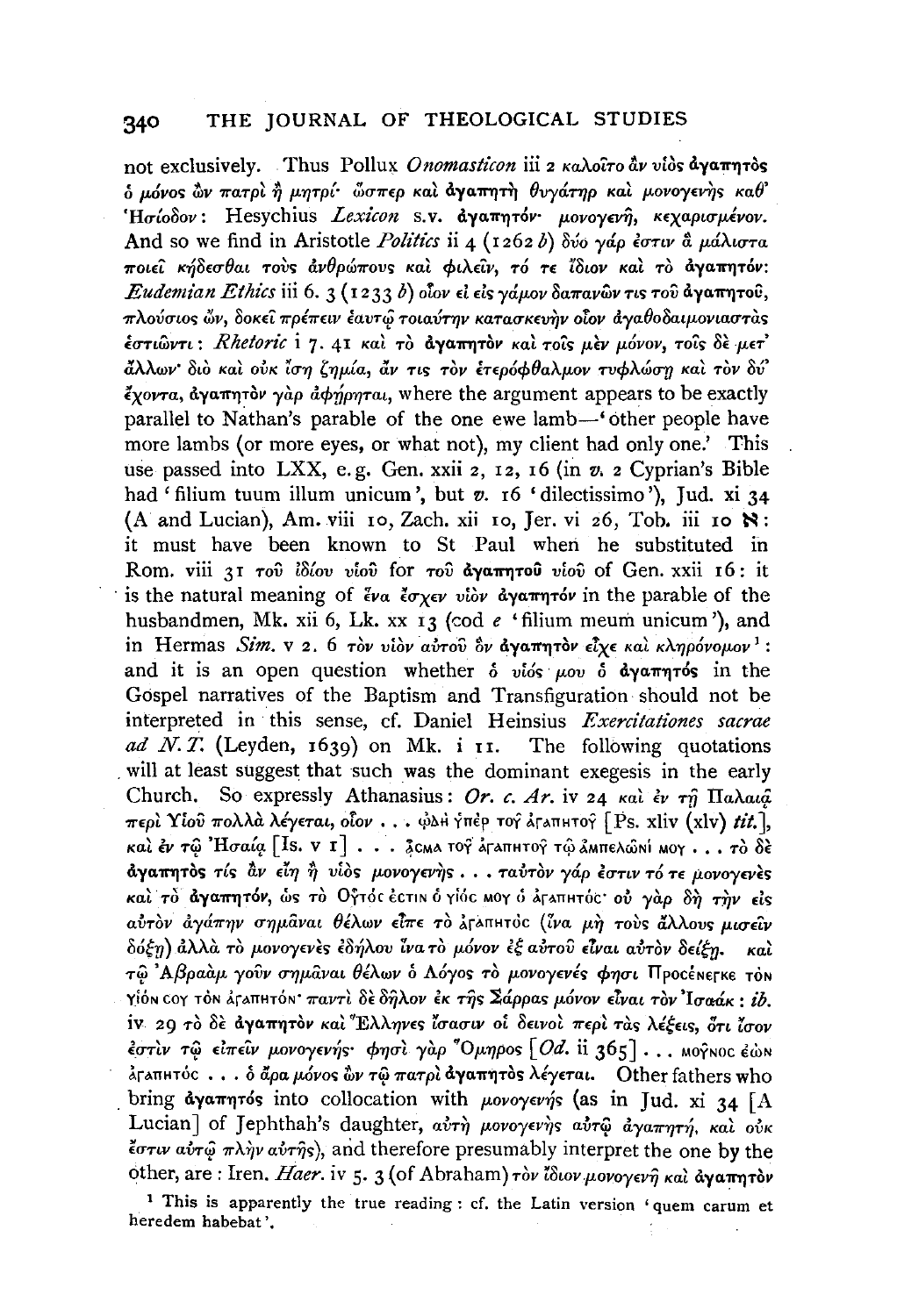not exclusively. Thus Pollux *Onomasticon* iii 2 καλοῖτο ἂν υἱὸς ἀγαπητὸς ὁ μόνος ὢν πατρὶ ἢ μητρί· ὥσπερ καὶ ἀγαπητὴ θυγάτηρ καὶ μονογενὴς καθ' Ἡσίοδον: Hesychius *Lexicon* s.v. ἀγαπητόν· μονογενῆ, κεχαρισμένον. And so we find in Aristotle *Politics* ii 4 (1262 *b*) δύο γάρ ἐστιν ἃ μάλιστα ποιεῖ κήδεσθαι τοὺς ἀνθρώπους καὶ φιλεῖν, τό τε ἴδιον καὶ τὸ ἀγαπητόν: *Eudemian Ethics* iii 6. 3 (1233 *b*) οἷον εἰ εἰς γάμον δαπανῶν τις τοῦ ἀγαπητοῦ, πλούσιος ὤν, δοκεῖ πρέπειν ἑαυτῷ τοιαύτην κατασκευὴν οἷον ἀγαθοδαιμονιαστὰς ἑστιῶντι: *Rhetoric* i 7. 41 καὶ τὸ ἀγαπητὸν καὶ τοῖς μὲν μόνον, τοῖς δὲ μετ' ἄλλων· διὸ καὶ οὐκ ἴση ζημία, ἄν τις τὸν ἑτερόφθαλμον τυφλώσῃ καὶ τὸν δύ' ἔχοντα, ἀγαπητὸν γὰρ ἀφῄρηται, where the argument appears to be exactly parallel to Nathan's parable of the one ewe lamb—'other people have more lambs (or more eyes, or what not), my client had only one.' This use passed into LXX, e.g. Gen. xxii 2, 12, 16 (in *v.* 2 Cyprian's Bible had 'filium tuum illum unicum', but *v.* 16 'dilectissimo'), Jud. xi 34 (A and Lucian), Am. viii 10, Zach. xii 10, Jer. vi 26, Tob. iii 10 ℵ: it must have been known to St Paul when he substituted in Rom. viii 31 τοῦ ἰδίου υἱοῦ for τοῦ ἀγαπητοῦ υἱοῦ of Gen. xxii 16: it is the natural meaning of ἕνα ἔσχεν υἱὸν ἀγαπητόν in the parable of the husbandmen, Mk. xii 6, Lk. xx 13 (cod *e* 'filium meum unicum'), and in Hermas *Sim.* v 2. 6 τὸν υἱὸν αὐτοῦ ὃν ἀγαπητὸν εἶχε καὶ κληρόνομον[1]: and it is an open question whether ὁ υἱός μου ὁ ἀγαπητός in the Gospel narratives of the Baptism and Transfiguration should not be interpreted in this sense, cf. Daniel Heinsius *Exercitationes sacrae ad N.T.* (Leyden, 1639) on Mk. i 11. The following quotations will at least suggest that such was the dominant exegesis in the early Church. So expressly Athanasius: *Or. c. Ar.* iv 24 καὶ ἐν τῇ Παλαιᾷ περὶ Υἱοῦ πολλὰ λέγεται, οἷον . . . ᾨΔΗ ΥΠΕΡ ΤΟΥ ΑΓΑΠΗΤΟΥ [Ps. xliv (xlv) *tit.*], καὶ ἐν τῷ Ἡσαΐᾳ [Is. v 1] . . . ᾎΣΜΑ ΤΟΥ ΑΓΑΠΗΤΟΥ ΤΩ ΑΜΠΕΛΩΝΙ ΜΟΥ . . . τὸ δὲ ἀγαπητὸς τίς ἂν εἴη ἢ υἱὸς μονογενής . . . ταὐτὸν γάρ ἐστιν τό τε μονογενὲς καὶ τὸ ἀγαπητόν, ὡς τὸ ΟΥΤΟΣ ΕΣΤΙΝ Ο ΥΙΟΣ ΜΟΥ Ο ΑΓΑΠΗΤΟΣ· οὐ γὰρ δὴ τὴν εἰς αὐτὸν ἀγάπην σημᾶναι θέλων εἶπε τὸ ΑΓΑΠΗΤΟΣ (ἵνα μὴ τοὺς ἄλλους μισεῖν δόξῃ) ἀλλὰ τὸ μονογενὲς ἐδήλου ἵνα τὸ μόνον ἐξ αὐτοῦ εἶναι αὐτὸν δείξῃ. καὶ τῷ Ἀβραὰμ γοῦν σημᾶναι θέλων ὁ Λόγος τὸ μονογενές φησι ΠΡΟΣΕΝΕΓΚΕ ΤΟΝ ΥΙΟΝ ΣΟΥ ΤΟΝ ΑΓΑΠΗΤΟΝ· παντὶ δὲ δῆλον ἐκ τῆς Σάρρας μόνον εἶναι τὸν Ἰσαάκ: *ib.* iv 29 τὸ δὲ ἀγαπητὸν καὶ Ἕλληνες ἴσασιν οἱ δεινοὶ περὶ τὰς λέξεις, ὅτι ἴσον ἐστὶν τῷ εἰπεῖν μονογενής· φησὶ γὰρ Ὅμηρος [*Od.* ii 365] . . . ΜΟΥΝΟΣ ΕΩΝ ΑΓΑΠΗΤΟΣ . . . ὁ ἄρα μόνος ὢν τῷ πατρὶ ἀγαπητὸς λέγεται. Other fathers who bring ἀγαπητός into collocation with μονογενής (as in Jud. xi 34 [A Lucian] of Jephthah's daughter, αὐτὴ μονογενὴς αὐτῷ ἀγαπητή, καὶ οὐκ ἔστιν αὐτῷ πλὴν αὐτῆς), and therefore presumably interpret the one by the other, are: Iren. *Haer.* iv 5. 3 (of Abraham) τὸν ἴδιον μονογενῆ καὶ ἀγαπητὸν

[1] This is apparently the true reading: cf. the Latin version 'quem carum et heredem habebat'.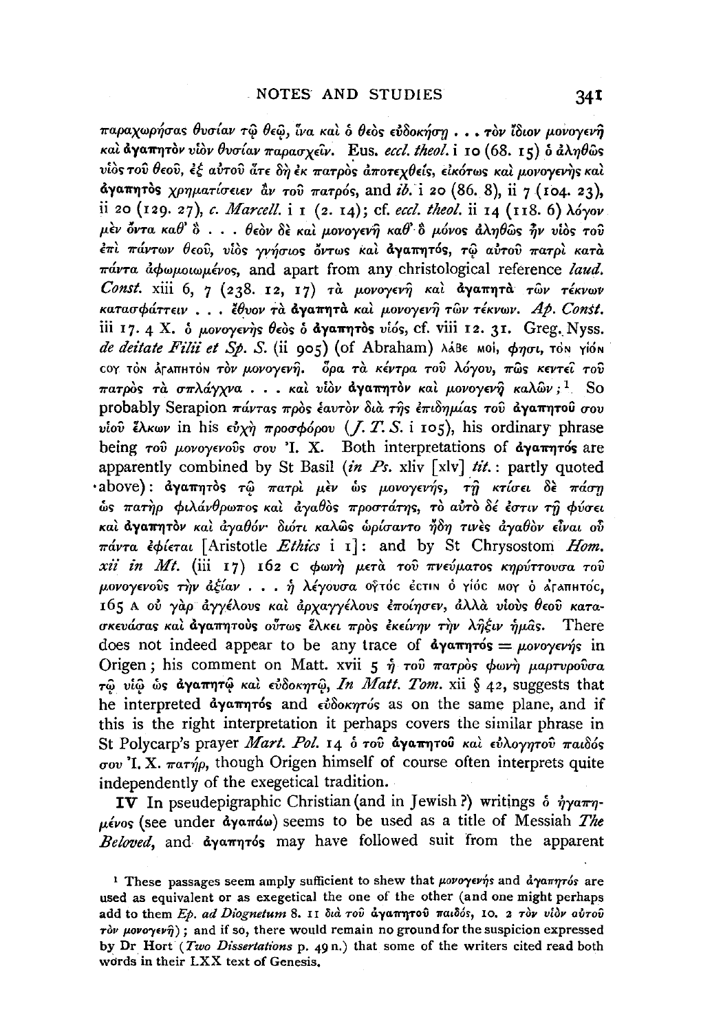παραχωρήσας θυσίαν τῷ θεῷ, ἵνα καὶ ὁ θεὸς εὐδοκήσῃ . . . τὸν ἴδιον μονογενῆ καὶ **ἀγαπητὸν** υἱὸν θυσίαν παρασχεῖν. Eus. *eccl. theol.* i 10 (68. 15) ὁ ἀληθῶς υἱὸς τοῦ θεοῦ, ἐξ αὐτοῦ ἅτε δὴ ἐκ πατρὸς ἀποτεχθείς, εἰκότως καὶ μονογενὴς καὶ **ἀγαπητὸς** χρηματίσειεν ἂν τοῦ πατρός, and *ib.* i 20 (86. 8), ii 7 (104. 23), ii 20 (129. 27), *c. Marcell.* i 1 (2. 14); cf. *eccl. theol.* ii 14 (118. 6) λόγον μὲν ὄντα καθ' ὃ . . . θεὸν δὲ καὶ μονογενῆ καθ' ὃ μόνος ἀληθῶς ἦν υἱὸς τοῦ ἐπὶ πάντων θεοῦ, υἱὸς γνήσιος ὄντως καὶ **ἀγαπητός**, τῷ αὐτοῦ πατρὶ κατὰ πάντα ἀφωμοιωμένος, and apart from any christological reference *laud. Const.* xiii 6, 7 (238. 12, 17) τὰ μονογενῆ καὶ **ἀγαπητὰ** τῶν τέκνων κατασφάττειν . . . ἔθυον τὰ **ἀγαπητὰ** καὶ μονογενῆ τῶν τέκνων. *Ap. Const.* iii 17. 4 X. ὁ μονογενὴς θεὸς ὁ **ἀγαπητὸς** υἱός, cf. viii 12. 31. Greg. Nyss. *de deitate Filii et Sp. S.* (ii 905) (of Abraham) ΛΆΒΕ ΜΟΙ, φησι, ΤῸΝ ΥἹῸΝ ϹΟΥ ΤῸΝ ἈΓΑΠΗΤΌΝ τὸν μονογενῆ. ὅρα τὰ κέντρα τοῦ λόγου, πῶς κεντεῖ τοῦ πατρὸς τὰ σπλάγχνα . . . καὶ υἱὸν **ἀγαπητὸν** καὶ μονογενῆ καλῶν;[1] So probably Serapion πάντας πρὸς ἑαυτὸν διὰ τῆς ἐπιδημίας τοῦ **ἀγαπητοῦ** σου υἱοῦ ἕλκων in his εὐχὴ προσφόρου (*J. T. S.* i 105), his ordinary phrase being τοῦ μονογενοῦς σου Ἰ. Χ. Both interpretations of **ἀγαπητός** are apparently combined by St Basil (*in Ps.* xliv [xlv] *tit.*: partly quoted above): **ἀγαπητὸς** τῷ πατρὶ μὲν ὡς μονογενής, τῇ κτίσει δὲ πάσῃ ὡς πατὴρ φιλάνθρωπος καὶ ἀγαθὸς προστάτης, τὸ αὐτὸ δέ ἐστιν τῇ φύσει καὶ **ἀγαπητὸν** καὶ ἀγαθόν· διότι καλῶς ὡρίσαντο ἤδη τινὲς ἀγαθὸν εἶναι οὗ πάντα ἐφίεται [Aristotle *Ethics* i 1]: and by St Chrysostom *Hom. xii in Mt.* (iii 17) 162 c φωνὴ μετὰ τοῦ πνεύματος κηρύττουσα τοῦ μονογενοῦς τὴν ἀξίαν . . . ἡ λέγουσα ΟὟΤΌϹ ἘϹΤΙΝ Ὁ ΥἹΌϹ ΜΟΥ Ὁ ἈΓΑΠΗΤΌϹ, 165 A οὐ γὰρ ἀγγέλους καὶ ἀρχαγγέλους ἐποίησεν, ἀλλὰ υἱοὺς θεοῦ κατασκευάσας καὶ **ἀγαπητοὺς** οὕτως ἕλκει πρὸς ἐκείνην τὴν λῆξιν ἡμᾶς. There does not indeed appear to be any trace of **ἀγαπητός** = μονογενής in Origen; his comment on Matt. xvii 5 ἡ τοῦ πατρὸς φωνὴ μαρτυροῦσα τῷ υἱῷ ὡς **ἀγαπητῷ** καὶ εὐδοκητῷ, *In Matt. Tom.* xii § 42, suggests that he interpreted **ἀγαπητός** and εὐδοκητός as on the same plane, and if this is the right interpretation it perhaps covers the similar phrase in St Polycarp's prayer *Mart. Pol.* 14 ὁ τοῦ **ἀγαπητοῦ** καὶ εὐλογητοῦ παιδός σου Ἰ. Χ. πατήρ, though Origen himself of course often interprets quite independently of the exegetical tradition.

**IV** In pseudepigraphic Christian (and in Jewish?) writings ὁ ἠγαπημένος (see under ἀγαπάω) seems to be used as a title of Messiah *The Beloved*, and **ἀγαπητός** may have followed suit from the apparent

[1] These passages seem amply sufficient to shew that μονογενής and ἀγαπητός are used as equivalent or as exegetical the one of the other (and one might perhaps add to them *Ep. ad Diognetum* 8. 11 διὰ τοῦ **ἀγαπητοῦ** παιδός, 10. 2 τὸν υἱὸν αὐτοῦ τὸν μονογενῆ); and if so, there would remain no ground for the suspicion expressed by Dr Hort (*Two Dissertations* p. 49 n.) that some of the writers cited read both words in their LXX text of Genesis.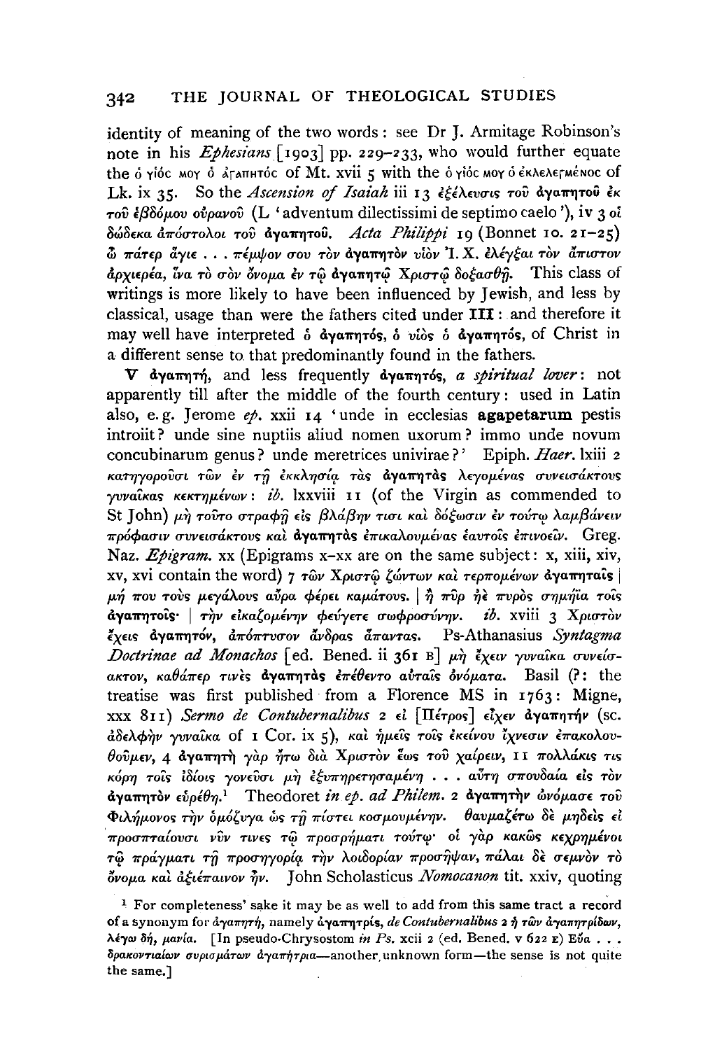identity of meaning of the two words: see Dr J. Armitage Robinson's note in his *Ephesians* [1903] pp. 229–233, who would further equate the ὁ υἱός μου ὁ ἀγαπητός of Mt. xvii 5 with the ὁ υἱός μου ὁ ἐκλελεγμένος of Lk. ix 35. So the *Ascension of Isaiah* iii 13 ἐξέλευσις τοῦ ἀγαπητοῦ ἐκ τοῦ ἑβδόμου οὐρανοῦ (L 'adventum dilectissimi de septimo caelo'), iv 3 οἱ δώδεκα ἀπόστολοι τοῦ ἀγαπητοῦ. *Acta Philippi* 19 (Bonnet 10. 21–25) ὦ πάτερ ἅγιε . . . πέμψον σου τὸν ἀγαπητὸν υἱὸν Ἰ. Χ. ἐλέγξαι τὸν ἄπιστον ἀρχιερέα, ἵνα τὸ σὸν ὄνομα ἐν τῷ ἀγαπητῷ Χριστῷ δοξασθῇ. This class of writings is more likely to have been influenced by Jewish, and less by classical, usage than were the fathers cited under **III**: and therefore it may well have interpreted ὁ ἀγαπητός, ὁ υἱὸς ὁ ἀγαπητός, of Christ in a different sense to that predominantly found in the fathers.

**V** ἀγαπητή, and less frequently ἀγαπητός, *a spiritual lover*: not apparently till after the middle of the fourth century: used in Latin also, e.g. Jerome *ep.* xxii 14 'unde in ecclesias **agapetarum** pestis introiit? unde sine nuptiis aliud nomen uxorum? immo unde novum concubinarum genus? unde meretrices univirae?' Epiph. *Haer.* lxiii 2 κατηγοροῦσι τῶν ἐν τῇ ἐκκλησίᾳ τὰς **ἀγαπητὰς** λεγομένας συνεισάκτους γυναῖκας κεκτημένων: *ib.* lxxviii 11 (of the Virgin as commended to St John) μὴ τοῦτο στραφῇ εἰς βλάβην τισι καὶ δόξωσιν ἐν τούτῳ λαμβάνειν πρόφασιν συνεισάκτους καὶ **ἀγαπητὰς** ἐπικαλουμένας ἑαυτοῖς ἐπινοεῖν. Greg. Naz. *Epigram.* xx (Epigrams x–xx are on the same subject: x, xiii, xiv, xv, xvi contain the word) 7 τῶν Χριστῷ ζώντων καὶ τερπομένων **ἀγαπηταῖς** | μή που τοὺς μεγάλους αὔρα φέρει καμάτους. | ἢ πῦρ ἠὲ πυρὸς σημήϊα τοῖς **ἀγαπητοῖς**· | τὴν εἰκαζομένην φεύγετε σωφροσύνην. *ib.* xviii 3 Χριστὸν ἔχεις **ἀγαπητόν**, ἀπόπτυσον ἄνδρας ἅπαντας. Ps-Athanasius *Syntagma Doctrinae ad Monachos* [ed. Bened. ii 361 B] μὴ ἔχειν γυναῖκα συνείσακτον, καθάπερ τινὲς **ἀγαπητὰς** ἐπέθεντο αὐταῖς ὀνόματα. Basil (?: the treatise was first published from a Florence MS in 1763: Migne, xxx 811) *Sermo de Contubernalibus* 2 εἰ [Πέτρος] εἶχεν **ἀγαπητήν** (sc. ἀδελφὴν γυναῖκα of 1 Cor. ix 5), καὶ ἡμεῖς τοῖς ἐκείνου ἴχνεσιν ἐπακολουθοῦμεν, 4 **ἀγαπητὴ** γὰρ ἤτω διὰ Χριστὸν ἕως τοῦ χαίρειν, 11 πολλάκις τις κόρη τοῖς ἰδίοις γονεῦσι μὴ ἐξυπηρετησαμένη . . . αὕτη σπουδαία εἰς τὸν **ἀγαπητὸν** εὑρέθη.[1] Theodoret *in ep. ad Philem.* 2 **ἀγαπητὴν** ὠνόμασε τοῦ Φιλήμονος τὴν ὁμόζυγα ὡς τῇ πίστει κοσμουμένην. θαυμαζέτω δὲ μηδεὶς εἰ προσπταίουσι νῦν τινες τῷ προσρήματι τούτῳ· οἱ γὰρ κακῶς κεχρημένοι τῷ πράγματι τῇ προσηγορίᾳ τὴν λοιδορίαν προσῆψαν, πάλαι δὲ σεμνὸν τὸ ὄνομα καὶ ἀξιέπαινον ἦν. John Scholasticus *Nomocanon* tit. xxiv, quoting

[1] For completeness' sake it may be as well to add from this same tract a record of a synonym for ἀγαπητή, namely ἀγαπητρίς, *de Contubernalibus* 2 ἡ τῶν ἀγαπητρίδων, λέγω δή, μανία. [In pseudo-Chrysostom *in Ps.* xcii 2 (ed. Bened. v 622 E) Εὕα . . . δρακοντιαίων συρισμάτων ἀγαπήτρια—another unknown form—the sense is not quite the same.]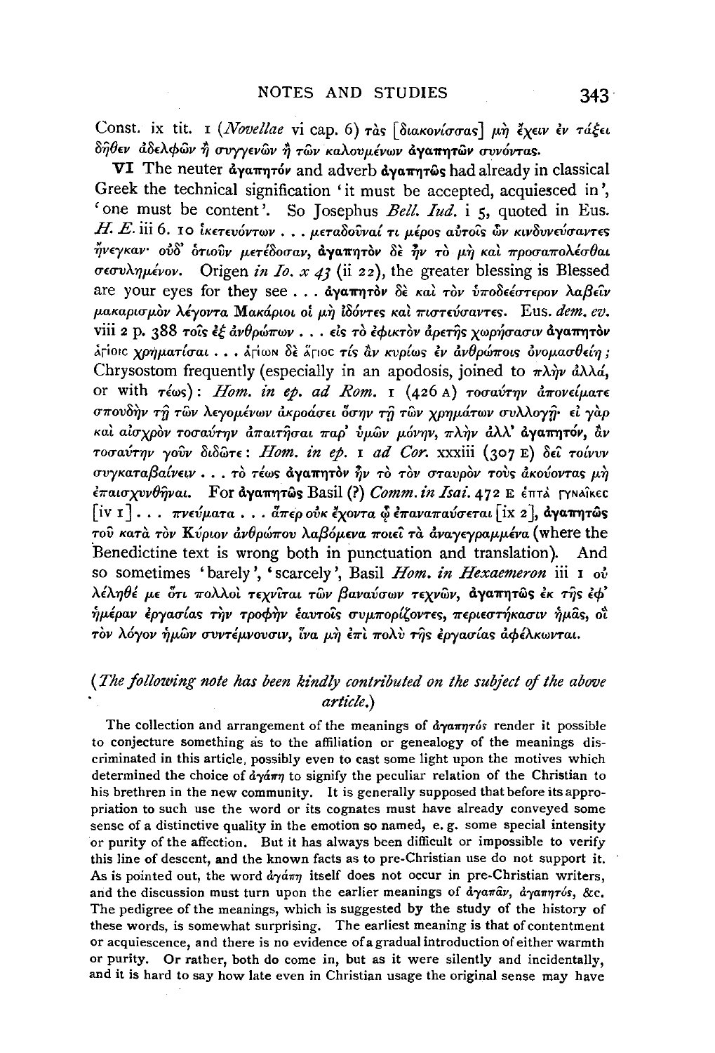Const. ix tit. 1 (*Novellae* vi cap. 6) τὰς [διακονίσσας] μὴ ἔχειν ἐν τάξει δῆθεν ἀδελφῶν ἢ συγγενῶν ἢ τῶν καλουμένων **ἀγαπητῶν** συνόντας.

**VI** The neuter **ἀγαπητόν** and adverb **ἀγαπητῶς** had already in classical Greek the technical signification 'it must be accepted, acquiesced in', 'one must be content'. So Josephus *Bell. Iud.* i 5, quoted in Eus. *H. E.* iii 6. 10 ἱκετευόντων . . . μεταδοῦναί τι μέρος αὐτοῖς ὧν κινδυνεύσαντες ἤνεγκαν· οὐδ' ὁτιοῦν μετέδοσαν, **ἀγαπητὸν** δὲ ἦν τὸ μὴ καὶ προσαπολέσθαι σεσυλημένον. Origen *in Io. x 43* (ii 22), the greater blessing is Blessed are your eyes for they see . . . **ἀγαπητὸν** δὲ καὶ τὸν ὑποδεέστερον λαβεῖν μακαρισμὸν λέγοντα Μακάριοι οἱ μὴ ἰδόντες καὶ πιστεύσαντες. Eus. *dem. ev.* viii 2 p. 388 τοῖς ἐξ ἀνθρώπων . . . εἰς τὸ ἐφικτὸν ἀρετῆς χωρήσασιν **ἀγαπητὸν** ἁγίοις χρηματίσαι . . . ἁγίων δὲ ἅγιος τίς ἂν κυρίως ἐν ἀνθρώποις ὀνομασθείη; Chrysostom frequently (especially in an apodosis, joined to πλὴν ἀλλά, or with τέως): *Hom. in ep. ad Rom.* 1 (426 A) τοσαύτην ἀπονείματε σπουδὴν τῇ τῶν λεγομένων ἀκροάσει ὅσην τῇ τῶν χρημάτων συλλογῇ· εἰ γὰρ καὶ αἰσχρὸν τοσαύτην ἀπαιτῆσαι παρ' ὑμῶν μόνην, πλὴν ἀλλ' **ἀγαπητόν**, ἂν τοσαύτην γοῦν διδῶτε: *Hom. in ep.* 1 *ad Cor.* xxxiii (307 E) δεῖ τοίνυν συγκαταβαίνειν . . . τὸ τέως **ἀγαπητὸν** ἦν τὸ τὸν σταυρὸν τοὺς ἀκούοντας μὴ ἐπαισχυνθῆναι. For **ἀγαπητῶς** Basil (?) *Comm. in Isai.* 472 E ἑπτὰ γυναῖκες [iv 1] . . . πνεύματα . . . ἅπερ οὐκ ἔχοντα ᾧ ἐπαναπαύσεται [ix 2], **ἀγαπητῶς** τοῦ κατὰ τὸν Κύριον ἀνθρώπου λαβόμενα ποιεῖ τὰ ἀναγεγραμμένα (where the Benedictine text is wrong both in punctuation and translation). And so sometimes 'barely', 'scarcely', Basil *Hom. in Hexaemeron* iii 1 οὐ λέληθέ με ὅτι πολλοὶ τεχνῖται τῶν βαναύσων τεχνῶν, **ἀγαπητῶς** ἐκ τῆς ἐφ' ἡμέραν ἐργασίας τὴν τροφὴν ἑαυτοῖς συμπορίζοντες, περιεστήκασιν ἡμᾶς, οἳ τὸν λόγον ἡμῶν συντέμνουσιν, ἵνα μὴ ἐπὶ πολὺ τῆς ἐργασίας ἀφέλκωνται.

(*The following note has been kindly contributed on the subject of the above article.*)

The collection and arrangement of the meanings of ἀγαπητός render it possible to conjecture something as to the affiliation or genealogy of the meanings discriminated in this article, possibly even to cast some light upon the motives which determined the choice of ἀγάπη to signify the peculiar relation of the Christian to his brethren in the new community. It is generally supposed that before its appropriation to such use the word or its cognates must have already conveyed some sense of a distinctive quality in the emotion so named, e. g. some special intensity or purity of the affection. But it has always been difficult or impossible to verify this line of descent, and the known facts as to pre-Christian use do not support it. As is pointed out, the word ἀγάπη itself does not occur in pre-Christian writers, and the discussion must turn upon the earlier meanings of ἀγαπᾶν, ἀγαπητός, &c. The pedigree of the meanings, which is suggested by the study of the history of these words, is somewhat surprising. The earliest meaning is that of contentment or acquiescence, and there is no evidence of a gradual introduction of either warmth or purity. Or rather, both do come in, but as it were silently and incidentally, and it is hard to say how late even in Christian usage the original sense may have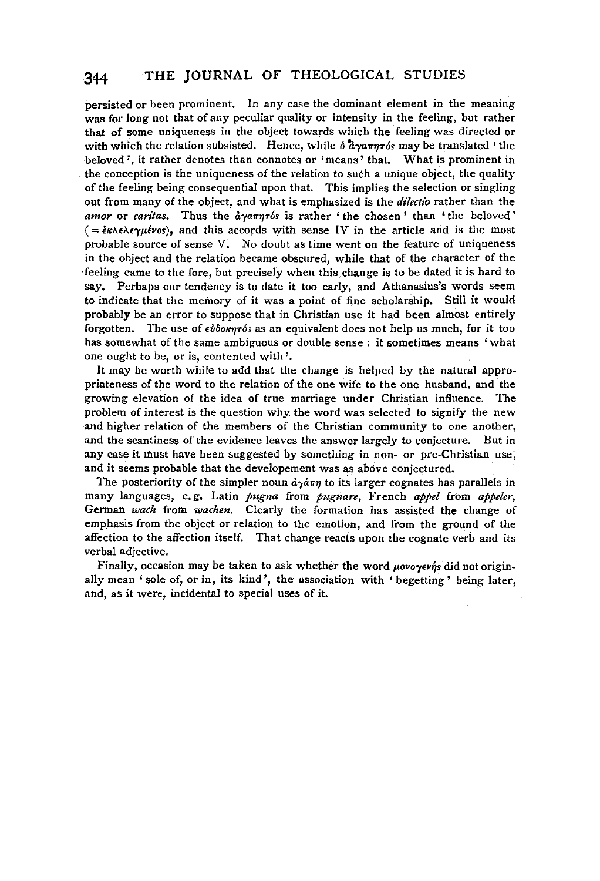persisted or been prominent. In any case the dominant element in the meaning was for long not that of any peculiar quality or intensity in the feeling, but rather that of some uniqueness in the object towards which the feeling was directed or with which the relation subsisted. Hence, while ὁ ἀγαπητός may be translated 'the beloved', it rather denotes than connotes or 'means' that. What is prominent in the conception is the uniqueness of the relation to such a unique object, the quality of the feeling being consequential upon that. This implies the selection or singling out from many of the object, and what is emphasized is the *dilectio* rather than the *amor* or *caritas*. Thus the ἀγαπητός is rather 'the chosen' than 'the beloved' (= ἐκλελεγμένος), and this accords with sense IV in the article and is the most probable source of sense V. No doubt as time went on the feature of uniqueness in the object and the relation became obscured, while that of the character of the feeling came to the fore, but precisely when this change is to be dated it is hard to say. Perhaps our tendency is to date it too early, and Athanasius's words seem to indicate that the memory of it was a point of fine scholarship. Still it would probably be an error to suppose that in Christian use it had been almost entirely forgotten. The use of εὐδοκητός as an equivalent does not help us much, for it too has somewhat of the same ambiguous or double sense: it sometimes means 'what one ought to be, or is, contented with'.

It may be worth while to add that the change is helped by the natural appropriateness of the word to the relation of the one wife to the one husband, and the growing elevation of the idea of true marriage under Christian influence. The problem of interest is the question why the word was selected to signify the new and higher relation of the members of the Christian community to one another, and the scantiness of the evidence leaves the answer largely to conjecture. But in any case it must have been suggested by something in non- or pre-Christian use, and it seems probable that the developement was as above conjectured.

The posteriority of the simpler noun ἀγάπη to its larger cognates has parallels in many languages, e.g. Latin *pugna* from *pugnare*, French *appel* from *appeler*, German *wach* from *wachen*. Clearly the formation has assisted the change of emphasis from the object or relation to the emotion, and from the ground of the affection to the affection itself. That change reacts upon the cognate verb and its verbal adjective.

Finally, occasion may be taken to ask whether the word μονογενής did not originally mean 'sole of, or in, its kind', the association with 'begetting' being later, and, as it were, incidental to special uses of it.